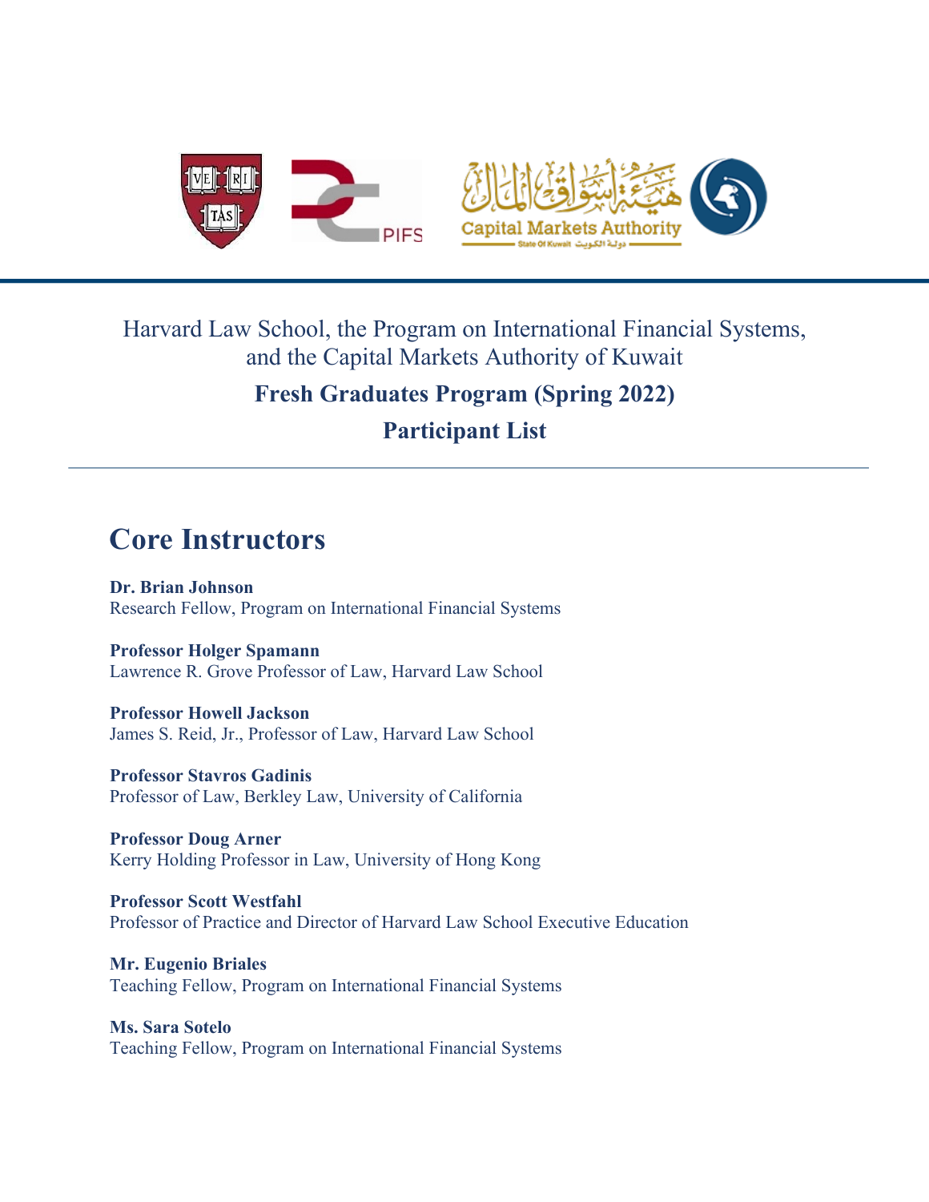Harvard Law School, the Program on International Financial Systems, and the Capital Markets Authority of Kuwait

**Fresh Graduates Program (Spring 2022)**

**Participant List**

---

## Core Instructors

**Dr. Brian Johnson**
Research Fellow, Program on International Financial Systems

**Professor Holger Spamann**
Lawrence R. Grove Professor of Law, Harvard Law School

**Professor Howell Jackson**
James S. Reid, Jr., Professor of Law, Harvard Law School

**Professor Stavros Gadinis**
Professor of Law, Berkley Law, University of California

**Professor Doug Arner**
Kerry Holding Professor in Law, University of Hong Kong

**Professor Scott Westfahl**
Professor of Practice and Director of Harvard Law School Executive Education

**Mr. Eugenio Briales**
Teaching Fellow, Program on International Financial Systems

**Ms. Sara Sotelo**
Teaching Fellow, Program on International Financial Systems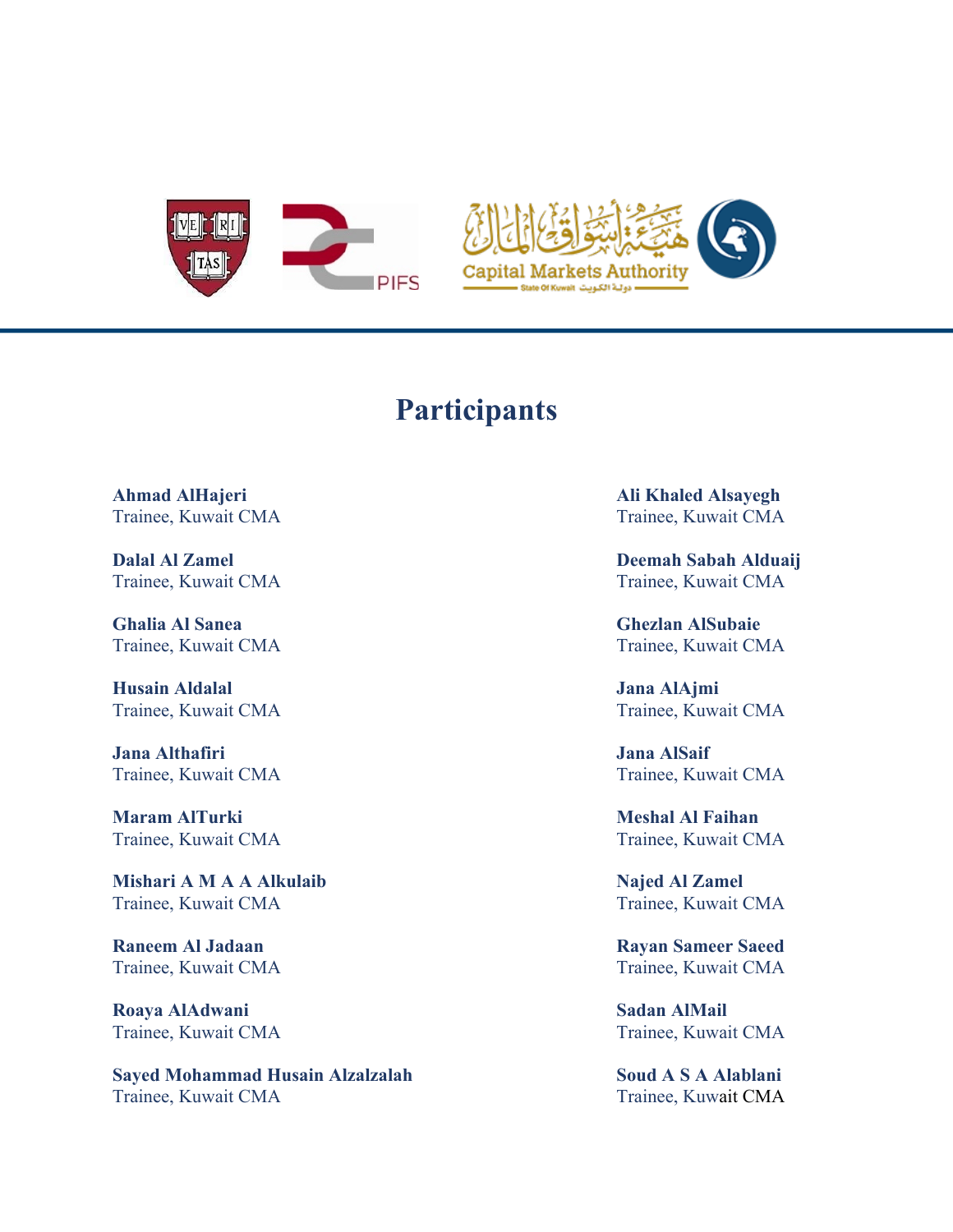# Participants

**Ahmad AlHajeri**
Trainee, Kuwait CMA

**Ali Khaled Alsayegh**
Trainee, Kuwait CMA

**Dalal Al Zamel**
Trainee, Kuwait CMA

**Deemah Sabah Alduaij**
Trainee, Kuwait CMA

**Ghalia Al Sanea**
Trainee, Kuwait CMA

**Ghezlan AlSubaie**
Trainee, Kuwait CMA

**Husain Aldalal**
Trainee, Kuwait CMA

**Jana AlAjmi**
Trainee, Kuwait CMA

**Jana Althafiri**
Trainee, Kuwait CMA

**Jana AlSaif**
Trainee, Kuwait CMA

**Maram AlTurki**
Trainee, Kuwait CMA

**Meshal Al Faihan**
Trainee, Kuwait CMA

**Mishari A M A A Alkulaib**
Trainee, Kuwait CMA

**Najed Al Zamel**
Trainee, Kuwait CMA

**Raneem Al Jadaan**
Trainee, Kuwait CMA

**Rayan Sameer Saeed**
Trainee, Kuwait CMA

**Roaya AlAdwani**
Trainee, Kuwait CMA

**Sadan AlMail**
Trainee, Kuwait CMA

**Sayed Mohammad Husain Alzalzalah**
Trainee, Kuwait CMA

**Soud A S A Alablani**
Trainee, Kuwait CMA